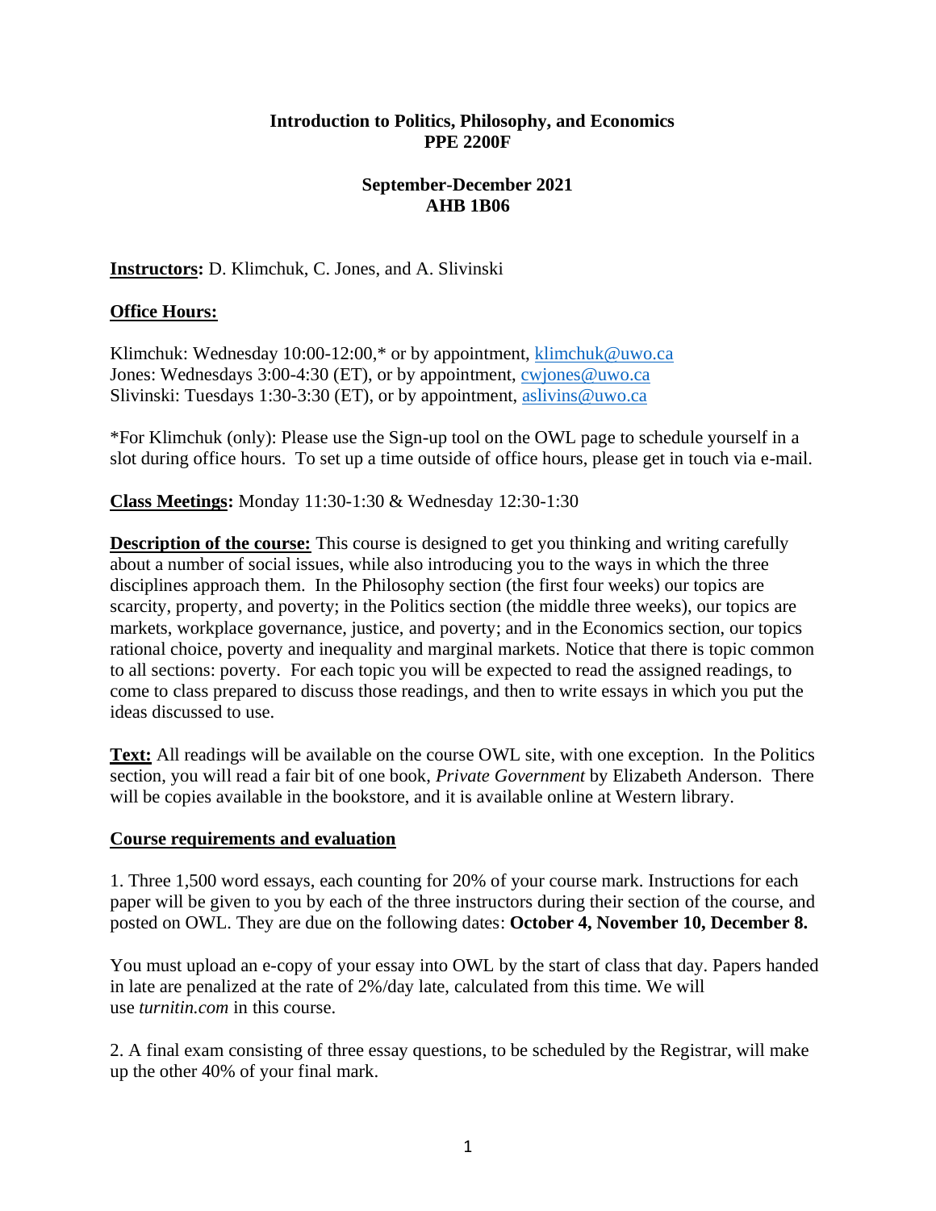# Introduction to Politics, Philosophy, and Economics
# PPE 2200F

**September-December 2021**
**AHB 1B06**

**Instructors:** D. Klimchuk, C. Jones, and A. Slivinski

**Office Hours:**

Klimchuk: Wednesday 10:00-12:00,* or by appointment, klimchuk@uwo.ca
Jones: Wednesdays 3:00-4:30 (ET), or by appointment, cwjones@uwo.ca
Slivinski: Tuesdays 1:30-3:30 (ET), or by appointment, aslivins@uwo.ca

*For Klimchuk (only): Please use the Sign-up tool on the OWL page to schedule yourself in a slot during office hours. To set up a time outside of office hours, please get in touch via e-mail.

**Class Meetings:** Monday 11:30-1:30 & Wednesday 12:30-1:30

**Description of the course:** This course is designed to get you thinking and writing carefully about a number of social issues, while also introducing you to the ways in which the three disciplines approach them. In the Philosophy section (the first four weeks) our topics are scarcity, property, and poverty; in the Politics section (the middle three weeks), our topics are markets, workplace governance, justice, and poverty; and in the Economics section, our topics rational choice, poverty and inequality and marginal markets. Notice that there is topic common to all sections: poverty. For each topic you will be expected to read the assigned readings, to come to class prepared to discuss those readings, and then to write essays in which you put the ideas discussed to use.

**Text:** All readings will be available on the course OWL site, with one exception. In the Politics section, you will read a fair bit of one book, *Private Government* by Elizabeth Anderson. There will be copies available in the bookstore, and it is available online at Western library.

**Course requirements and evaluation**

1. Three 1,500 word essays, each counting for 20% of your course mark. Instructions for each paper will be given to you by each of the three instructors during their section of the course, and posted on OWL. They are due on the following dates: **October 4, November 10, December 8.**

You must upload an e-copy of your essay into OWL by the start of class that day. Papers handed in late are penalized at the rate of 2%/day late, calculated from this time. We will use *turnitin.com* in this course.

2. A final exam consisting of three essay questions, to be scheduled by the Registrar, will make up the other 40% of your final mark.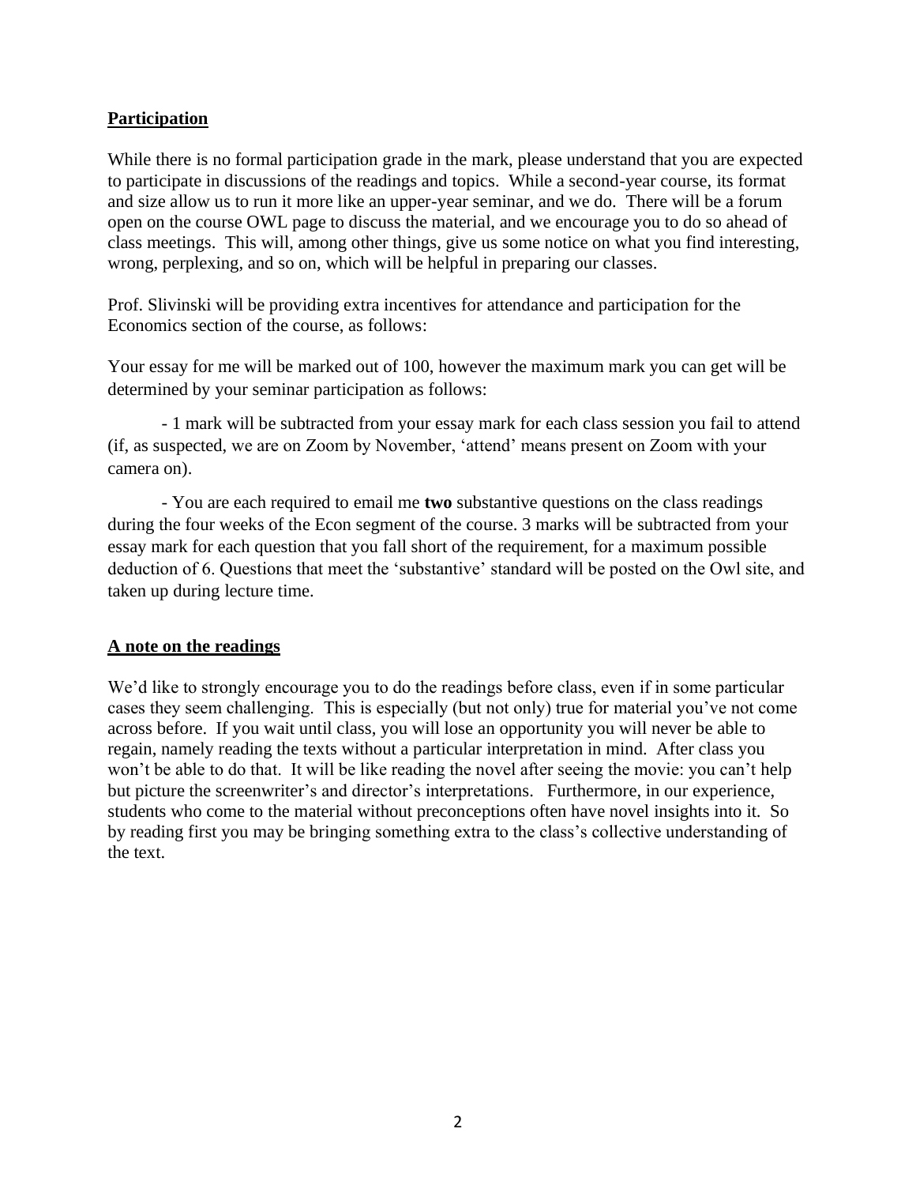## **Participation**

While there is no formal participation grade in the mark, please understand that you are expected to participate in discussions of the readings and topics. While a second-year course, its format and size allow us to run it more like an upper-year seminar, and we do. There will be a forum open on the course OWL page to discuss the material, and we encourage you to do so ahead of class meetings. This will, among other things, give us some notice on what you find interesting, wrong, perplexing, and so on, which will be helpful in preparing our classes.

Prof. Slivinski will be providing extra incentives for attendance and participation for the Economics section of the course, as follows:

Your essay for me will be marked out of 100, however the maximum mark you can get will be determined by your seminar participation as follows:

- 1 mark will be subtracted from your essay mark for each class session you fail to attend (if, as suspected, we are on Zoom by November, 'attend' means present on Zoom with your camera on).

- You are each required to email me **two** substantive questions on the class readings during the four weeks of the Econ segment of the course. 3 marks will be subtracted from your essay mark for each question that you fall short of the requirement, for a maximum possible deduction of 6. Questions that meet the 'substantive' standard will be posted on the Owl site, and taken up during lecture time.

## **A note on the readings**

We'd like to strongly encourage you to do the readings before class, even if in some particular cases they seem challenging. This is especially (but not only) true for material you've not come across before. If you wait until class, you will lose an opportunity you will never be able to regain, namely reading the texts without a particular interpretation in mind. After class you won't be able to do that. It will be like reading the novel after seeing the movie: you can't help but picture the screenwriter's and director's interpretations. Furthermore, in our experience, students who come to the material without preconceptions often have novel insights into it. So by reading first you may be bringing something extra to the class's collective understanding of the text.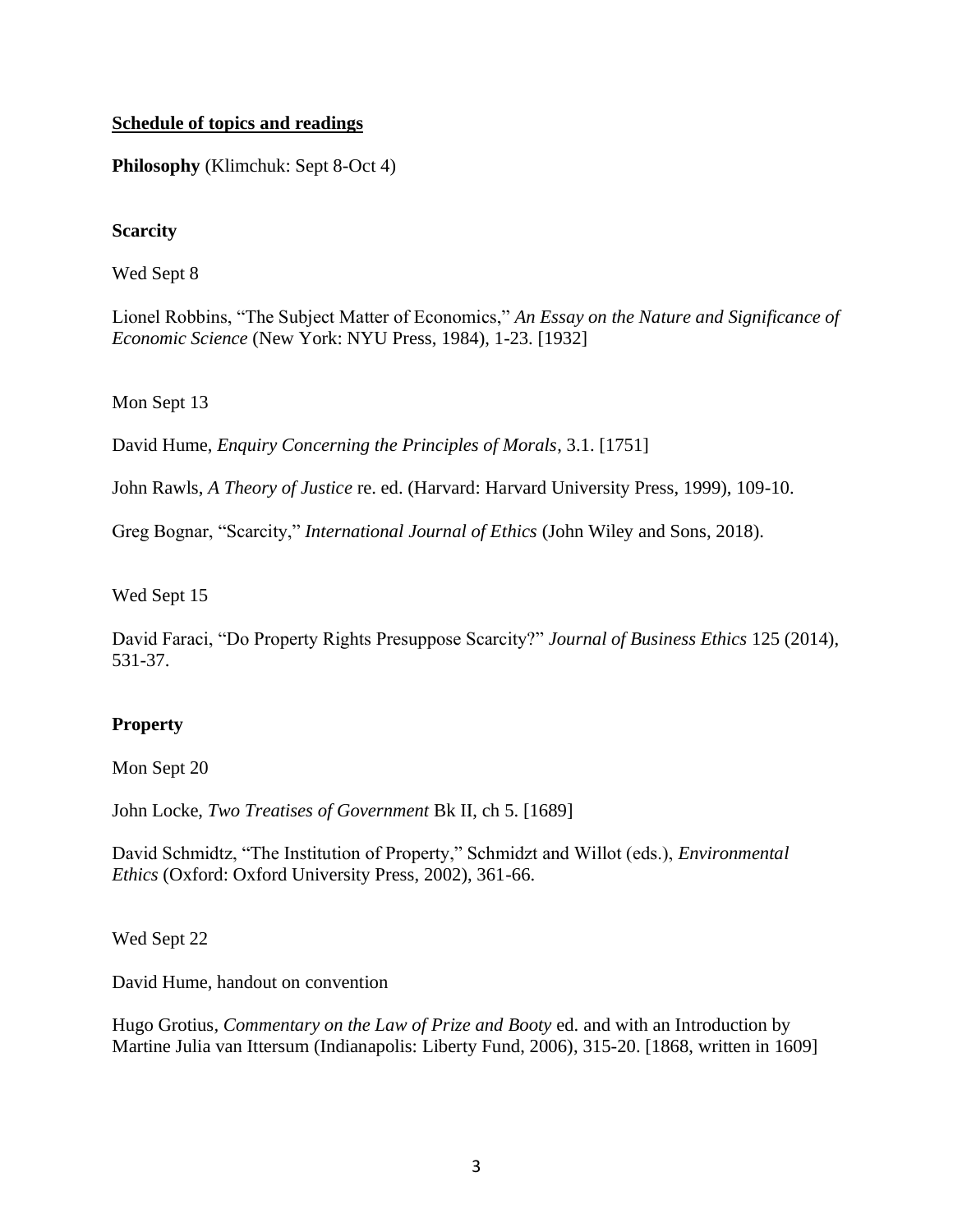**Schedule of topics and readings**

**Philosophy** (Klimchuk: Sept 8-Oct 4)

**Scarcity**

Wed Sept 8

Lionel Robbins, "The Subject Matter of Economics," *An Essay on the Nature and Significance of Economic Science* (New York: NYU Press, 1984), 1-23. [1932]

Mon Sept 13

David Hume, *Enquiry Concerning the Principles of Morals*, 3.1. [1751]

John Rawls, *A Theory of Justice* re. ed. (Harvard: Harvard University Press, 1999), 109-10.

Greg Bognar, "Scarcity," *International Journal of Ethics* (John Wiley and Sons, 2018).

Wed Sept 15

David Faraci, "Do Property Rights Presuppose Scarcity?" *Journal of Business Ethics* 125 (2014), 531-37.

**Property**

Mon Sept 20

John Locke, *Two Treatises of Government* Bk II, ch 5. [1689]

David Schmidtz, "The Institution of Property," Schmidzt and Willot (eds.), *Environmental Ethics* (Oxford: Oxford University Press, 2002), 361-66.

Wed Sept 22

David Hume, handout on convention

Hugo Grotius, *Commentary on the Law of Prize and Booty* ed. and with an Introduction by Martine Julia van Ittersum (Indianapolis: Liberty Fund, 2006), 315-20. [1868, written in 1609]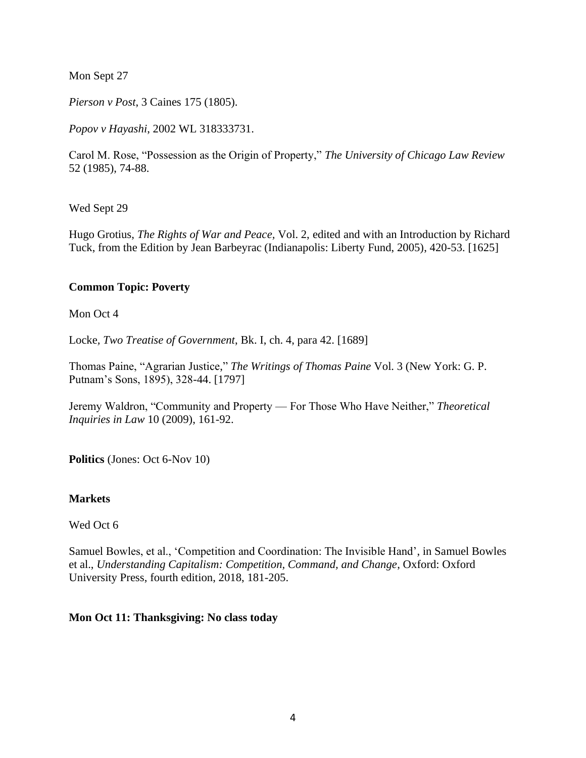Mon Sept 27

*Pierson v Post*, 3 Caines 175 (1805).

*Popov v Hayashi*, 2002 WL 318333731.

Carol M. Rose, "Possession as the Origin of Property," *The University of Chicago Law Review* 52 (1985), 74-88.

Wed Sept 29

Hugo Grotius, *The Rights of War and Peace*, Vol. 2, edited and with an Introduction by Richard Tuck, from the Edition by Jean Barbeyrac (Indianapolis: Liberty Fund, 2005), 420-53. [1625]

**Common Topic: Poverty**

Mon Oct 4

Locke, *Two Treatise of Government*, Bk. I, ch. 4, para 42. [1689]

Thomas Paine, "Agrarian Justice," *The Writings of Thomas Paine* Vol. 3 (New York: G. P. Putnam's Sons, 1895), 328-44. [1797]

Jeremy Waldron, "Community and Property — For Those Who Have Neither," *Theoretical Inquiries in Law* 10 (2009), 161-92.

**Politics** (Jones: Oct 6-Nov 10)

**Markets**

Wed Oct 6

Samuel Bowles, et al., 'Competition and Coordination: The Invisible Hand', in Samuel Bowles et al., *Understanding Capitalism: Competition, Command, and Change*, Oxford: Oxford University Press, fourth edition, 2018, 181-205.

**Mon Oct 11: Thanksgiving: No class today**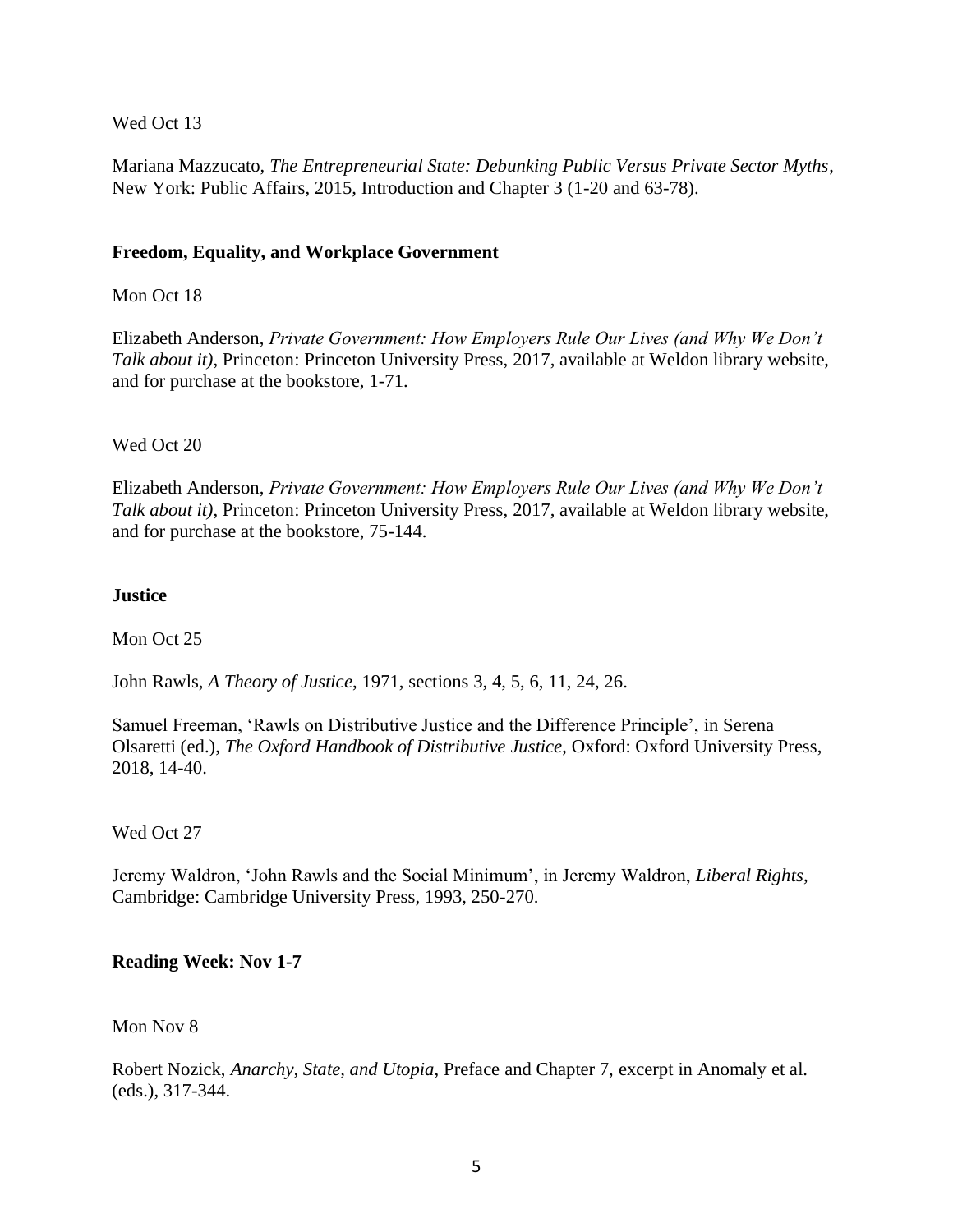Wed Oct 13

Mariana Mazzucato, *The Entrepreneurial State: Debunking Public Versus Private Sector Myths*, New York: Public Affairs, 2015, Introduction and Chapter 3 (1-20 and 63-78).

**Freedom, Equality, and Workplace Government**

Mon Oct 18

Elizabeth Anderson, *Private Government: How Employers Rule Our Lives (and Why We Don't Talk about it)*, Princeton: Princeton University Press, 2017, available at Weldon library website, and for purchase at the bookstore, 1-71.

Wed Oct 20

Elizabeth Anderson, *Private Government: How Employers Rule Our Lives (and Why We Don't Talk about it)*, Princeton: Princeton University Press, 2017, available at Weldon library website, and for purchase at the bookstore, 75-144.

**Justice**

Mon Oct 25

John Rawls, *A Theory of Justice*, 1971, sections 3, 4, 5, 6, 11, 24, 26.

Samuel Freeman, 'Rawls on Distributive Justice and the Difference Principle', in Serena Olsaretti (ed.), *The Oxford Handbook of Distributive Justice*, Oxford: Oxford University Press, 2018, 14-40.

Wed Oct 27

Jeremy Waldron, 'John Rawls and the Social Minimum', in Jeremy Waldron, *Liberal Rights*, Cambridge: Cambridge University Press, 1993, 250-270.

**Reading Week: Nov 1-7**

Mon Nov 8

Robert Nozick, *Anarchy, State, and Utopia*, Preface and Chapter 7, excerpt in Anomaly et al. (eds.), 317-344.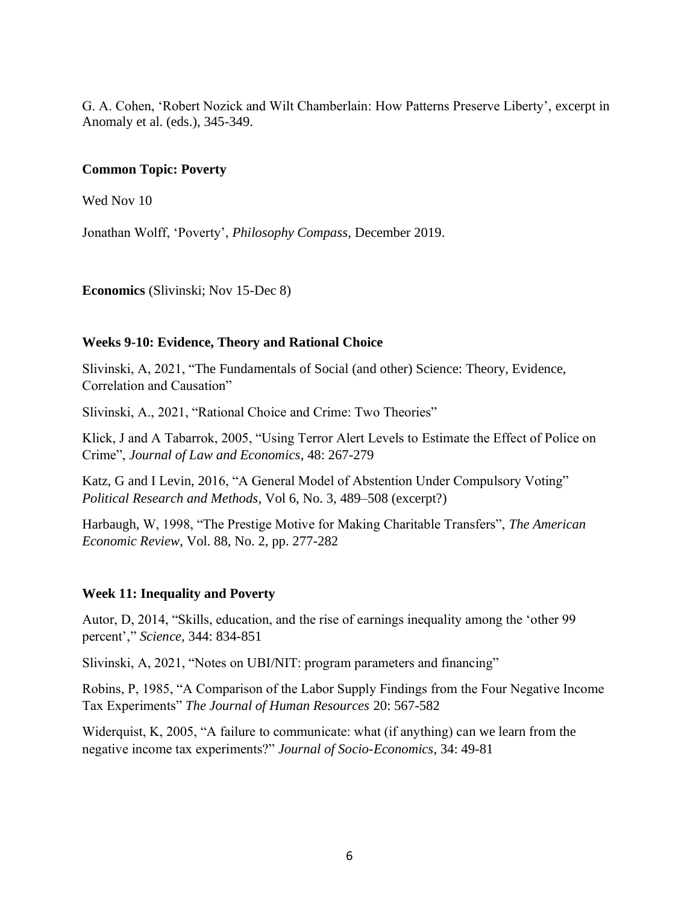G. A. Cohen, 'Robert Nozick and Wilt Chamberlain: How Patterns Preserve Liberty', excerpt in Anomaly et al. (eds.), 345-349.

**Common Topic: Poverty**

Wed Nov 10

Jonathan Wolff, 'Poverty', *Philosophy Compass*, December 2019.

**Economics** (Slivinski; Nov 15-Dec 8)

**Weeks 9-10: Evidence, Theory and Rational Choice**

Slivinski, A, 2021, "The Fundamentals of Social (and other) Science: Theory, Evidence, Correlation and Causation"

Slivinski, A., 2021, "Rational Choice and Crime: Two Theories"

Klick, J and A Tabarrok, 2005, "Using Terror Alert Levels to Estimate the Effect of Police on Crime", *Journal of Law and Economics*, 48: 267-279

Katz, G and I Levin, 2016, "A General Model of Abstention Under Compulsory Voting" *Political Research and Methods*, Vol 6, No. 3, 489–508 (excerpt?)

Harbaugh, W, 1998, "The Prestige Motive for Making Charitable Transfers", *The American Economic Review*, Vol. 88, No. 2, pp. 277-282

**Week 11: Inequality and Poverty**

Autor, D, 2014, "Skills, education, and the rise of earnings inequality among the 'other 99 percent'," *Science,* 344: 834-851

Slivinski, A, 2021, "Notes on UBI/NIT: program parameters and financing"

Robins, P, 1985, "A Comparison of the Labor Supply Findings from the Four Negative Income Tax Experiments" *The Journal of Human Resources* 20: 567-582

Widerquist, K, 2005, "A failure to communicate: what (if anything) can we learn from the negative income tax experiments?" *Journal of Socio-Economics*, 34: 49-81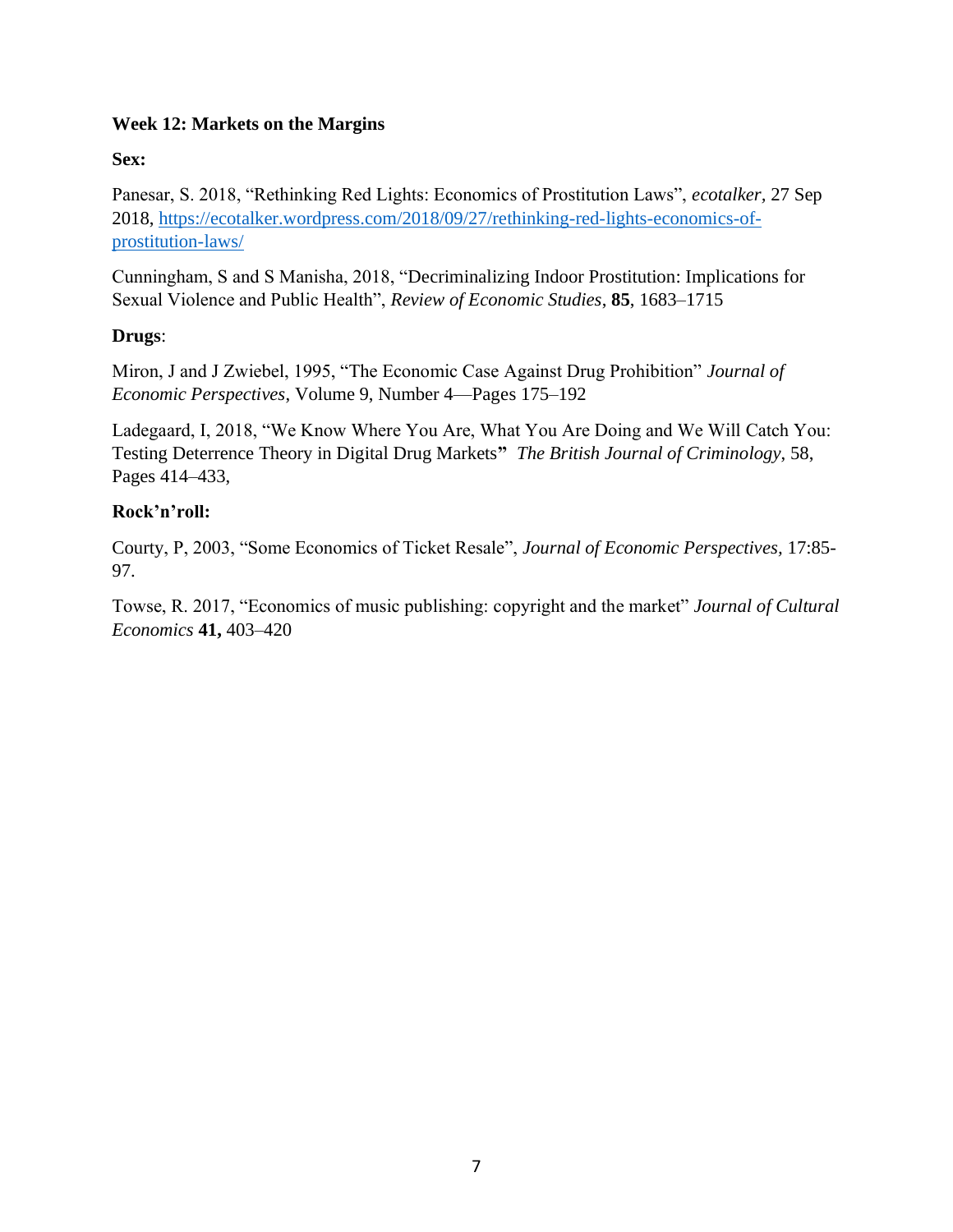**Week 12: Markets on the Margins**

**Sex:**

Panesar, S. 2018, "Rethinking Red Lights: Economics of Prostitution Laws", *ecotalker,* 27 Sep 2018, [https://ecotalker.wordpress.com/2018/09/27/rethinking-red-lights-economics-of-prostitution-laws/](https://ecotalker.wordpress.com/2018/09/27/rethinking-red-lights-economics-of-prostitution-laws/)

Cunningham, S and S Manisha, 2018, "Decriminalizing Indoor Prostitution: Implications for Sexual Violence and Public Health", *Review of Economic Studies*, **85**, 1683–1715

**Drugs**:

Miron, J and J Zwiebel, 1995, "The Economic Case Against Drug Prohibition" *Journal of Economic Perspectives,* Volume 9, Number 4—Pages 175–192

Ladegaard, I, 2018, "We Know Where You Are, What You Are Doing and We Will Catch You: Testing Deterrence Theory in Digital Drug Markets**"** *The British Journal of Criminology*, 58, Pages 414–433,

**Rock'n'roll:**

Courty, P, 2003, "Some Economics of Ticket Resale", *Journal of Economic Perspectives,* 17:85-97.

Towse, R. 2017, "Economics of music publishing: copyright and the market" *Journal of Cultural Economics* **41,** 403–420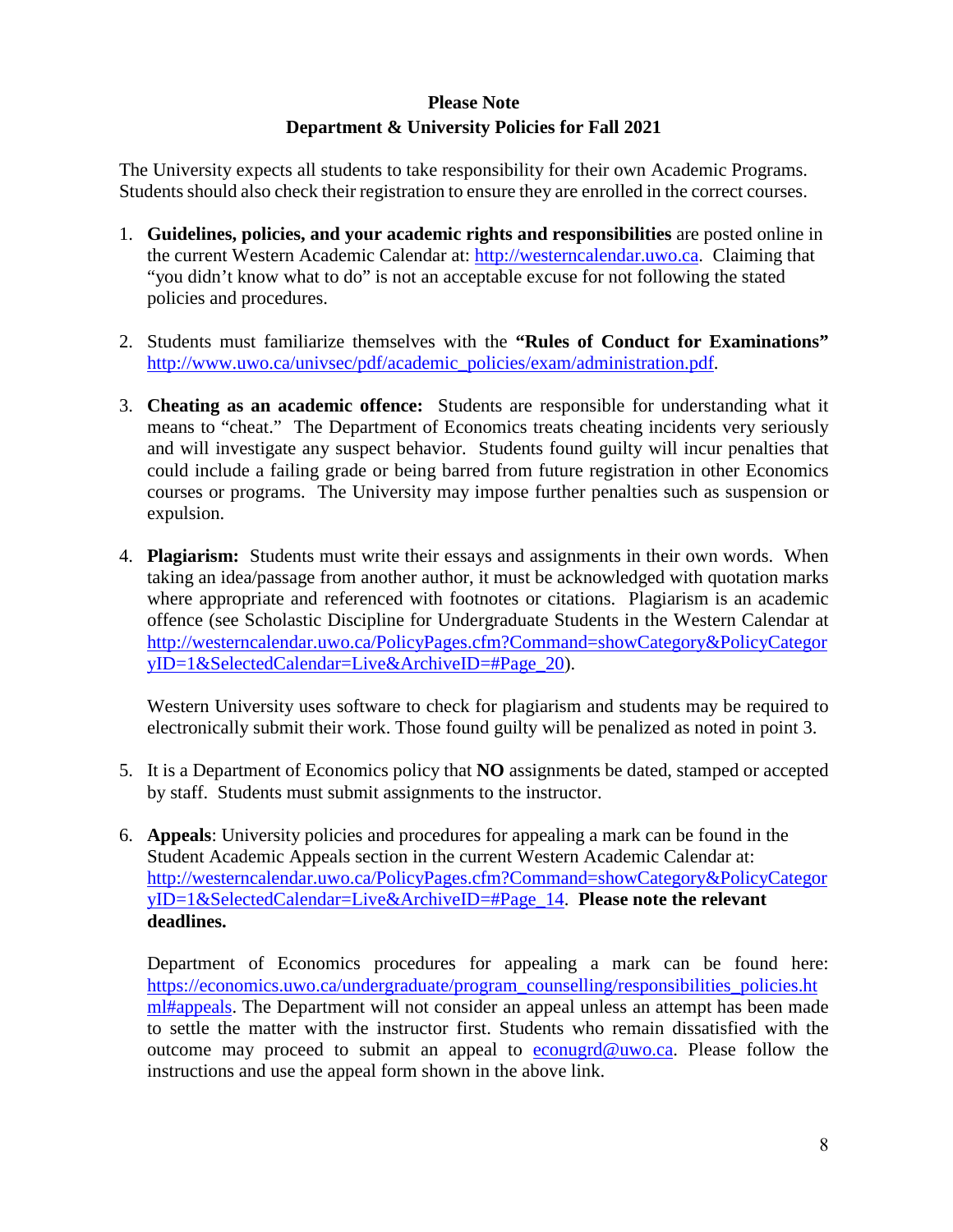**Please Note**
**Department & University Policies for Fall 2021**

The University expects all students to take responsibility for their own Academic Programs. Students should also check their registration to ensure they are enrolled in the correct courses.

1. **Guidelines, policies, and your academic rights and responsibilities** are posted online in the current Western Academic Calendar at: http://westerncalendar.uwo.ca. Claiming that "you didn't know what to do" is not an acceptable excuse for not following the stated policies and procedures.

2. Students must familiarize themselves with the **"Rules of Conduct for Examinations"** http://www.uwo.ca/univsec/pdf/academic_policies/exam/administration.pdf.

3. **Cheating as an academic offence:** Students are responsible for understanding what it means to "cheat." The Department of Economics treats cheating incidents very seriously and will investigate any suspect behavior. Students found guilty will incur penalties that could include a failing grade or being barred from future registration in other Economics courses or programs. The University may impose further penalties such as suspension or expulsion.

4. **Plagiarism:** Students must write their essays and assignments in their own words. When taking an idea/passage from another author, it must be acknowledged with quotation marks where appropriate and referenced with footnotes or citations. Plagiarism is an academic offence (see Scholastic Discipline for Undergraduate Students in the Western Calendar at http://westerncalendar.uwo.ca/PolicyPages.cfm?Command=showCategory&PolicyCategoryID=1&SelectedCalendar=Live&ArchiveID=#Page_20).

   Western University uses software to check for plagiarism and students may be required to electronically submit their work. Those found guilty will be penalized as noted in point 3.

5. It is a Department of Economics policy that **NO** assignments be dated, stamped or accepted by staff. Students must submit assignments to the instructor.

6. **Appeals**: University policies and procedures for appealing a mark can be found in the Student Academic Appeals section in the current Western Academic Calendar at: http://westerncalendar.uwo.ca/PolicyPages.cfm?Command=showCategory&PolicyCategoryID=1&SelectedCalendar=Live&ArchiveID=#Page_14. **Please note the relevant deadlines.**

   Department of Economics procedures for appealing a mark can be found here: https://economics.uwo.ca/undergraduate/program_counselling/responsibilities_policies.html#appeals. The Department will not consider an appeal unless an attempt has been made to settle the matter with the instructor first. Students who remain dissatisfied with the outcome may proceed to submit an appeal to econugrd@uwo.ca. Please follow the instructions and use the appeal form shown in the above link.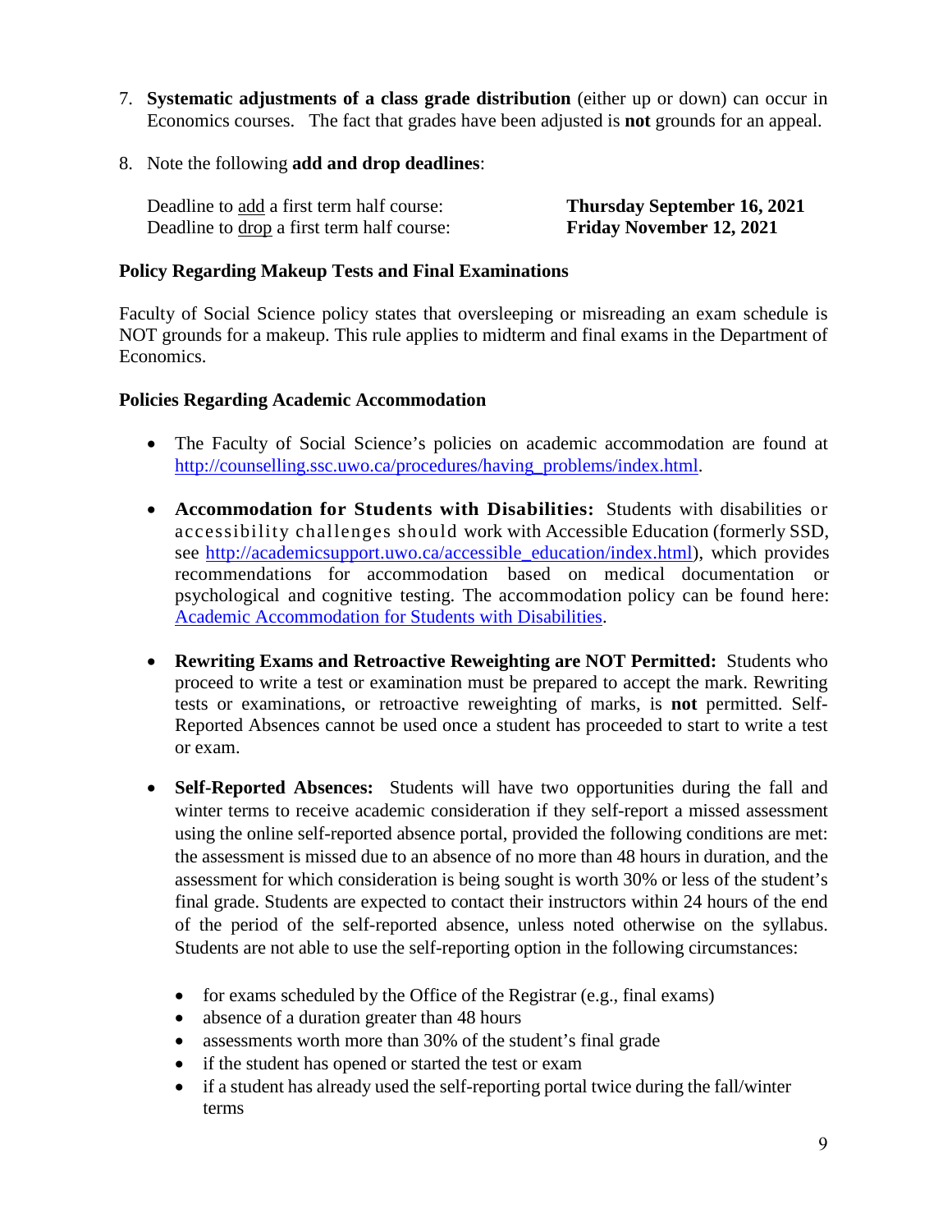7. **Systematic adjustments of a class grade distribution** (either up or down) can occur in Economics courses. The fact that grades have been adjusted is **not** grounds for an appeal.

8. Note the following **add and drop deadlines**:

   Deadline to add a first term half course: **Thursday September 16, 2021**
   Deadline to drop a first term half course: **Friday November 12, 2021**

**Policy Regarding Makeup Tests and Final Examinations**

Faculty of Social Science policy states that oversleeping or misreading an exam schedule is NOT grounds for a makeup. This rule applies to midterm and final exams in the Department of Economics.

**Policies Regarding Academic Accommodation**

- The Faculty of Social Science's policies on academic accommodation are found at [http://counselling.ssc.uwo.ca/procedures/having_problems/index.html](http://counselling.ssc.uwo.ca/procedures/having_problems/index.html).

- **Accommodation for Students with Disabilities:** Students with disabilities or accessibility challenges should work with Accessible Education (formerly SSD, see [http://academicsupport.uwo.ca/accessible_education/index.html](http://academicsupport.uwo.ca/accessible_education/index.html)), which provides recommendations for accommodation based on medical documentation or psychological and cognitive testing. The accommodation policy can be found here: [Academic Accommodation for Students with Disabilities](Academic Accommodation for Students with Disabilities).

- **Rewriting Exams and Retroactive Reweighting are NOT Permitted:** Students who proceed to write a test or examination must be prepared to accept the mark. Rewriting tests or examinations, or retroactive reweighting of marks, is **not** permitted. Self-Reported Absences cannot be used once a student has proceeded to start to write a test or exam.

- **Self-Reported Absences:** Students will have two opportunities during the fall and winter terms to receive academic consideration if they self-report a missed assessment using the online self-reported absence portal, provided the following conditions are met: the assessment is missed due to an absence of no more than 48 hours in duration, and the assessment for which consideration is being sought is worth 30% or less of the student's final grade. Students are expected to contact their instructors within 24 hours of the end of the period of the self-reported absence, unless noted otherwise on the syllabus. Students are not able to use the self-reporting option in the following circumstances:

  - for exams scheduled by the Office of the Registrar (e.g., final exams)
  - absence of a duration greater than 48 hours
  - assessments worth more than 30% of the student's final grade
  - if the student has opened or started the test or exam
  - if a student has already used the self-reporting portal twice during the fall/winter terms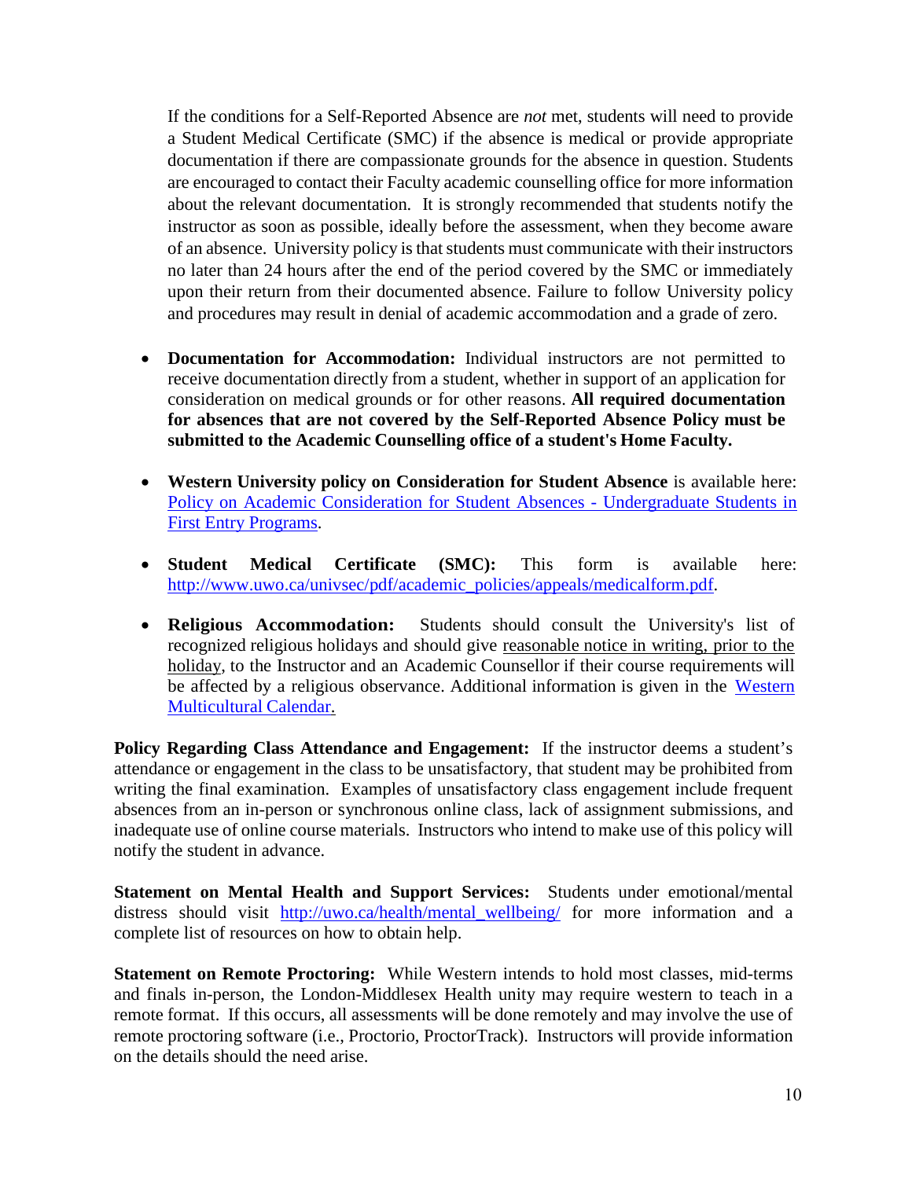If the conditions for a Self-Reported Absence are *not* met, students will need to provide a Student Medical Certificate (SMC) if the absence is medical or provide appropriate documentation if there are compassionate grounds for the absence in question. Students are encouraged to contact their Faculty academic counselling office for more information about the relevant documentation. It is strongly recommended that students notify the instructor as soon as possible, ideally before the assessment, when they become aware of an absence. University policy is that students must communicate with their instructors no later than 24 hours after the end of the period covered by the SMC or immediately upon their return from their documented absence. Failure to follow University policy and procedures may result in denial of academic accommodation and a grade of zero.

- **Documentation for Accommodation:** Individual instructors are not permitted to receive documentation directly from a student, whether in support of an application for consideration on medical grounds or for other reasons. **All required documentation for absences that are not covered by the Self-Reported Absence Policy must be submitted to the Academic Counselling office of a student's Home Faculty.**

- **Western University policy on Consideration for Student Absence** is available here: [Policy on Academic Consideration for Student Absences - Undergraduate Students in First Entry Programs](#).

- **Student Medical Certificate (SMC):** This form is available here: [http://www.uwo.ca/univsec/pdf/academic_policies/appeals/medicalform.pdf](http://www.uwo.ca/univsec/pdf/academic_policies/appeals/medicalform.pdf).

- **Religious Accommodation:** Students should consult the University's list of recognized religious holidays and should give reasonable notice in writing, prior to the holiday, to the Instructor and an Academic Counsellor if their course requirements will be affected by a religious observance. Additional information is given in the [Western Multicultural Calendar.](#)

**Policy Regarding Class Attendance and Engagement:** If the instructor deems a student's attendance or engagement in the class to be unsatisfactory, that student may be prohibited from writing the final examination. Examples of unsatisfactory class engagement include frequent absences from an in-person or synchronous online class, lack of assignment submissions, and inadequate use of online course materials. Instructors who intend to make use of this policy will notify the student in advance.

**Statement on Mental Health and Support Services:** Students under emotional/mental distress should visit [http://uwo.ca/health/mental_wellbeing/](http://uwo.ca/health/mental_wellbeing/) for more information and a complete list of resources on how to obtain help.

**Statement on Remote Proctoring:** While Western intends to hold most classes, mid-terms and finals in-person, the London-Middlesex Health unity may require western to teach in a remote format. If this occurs, all assessments will be done remotely and may involve the use of remote proctoring software (i.e., Proctorio, ProctorTrack). Instructors will provide information on the details should the need arise.